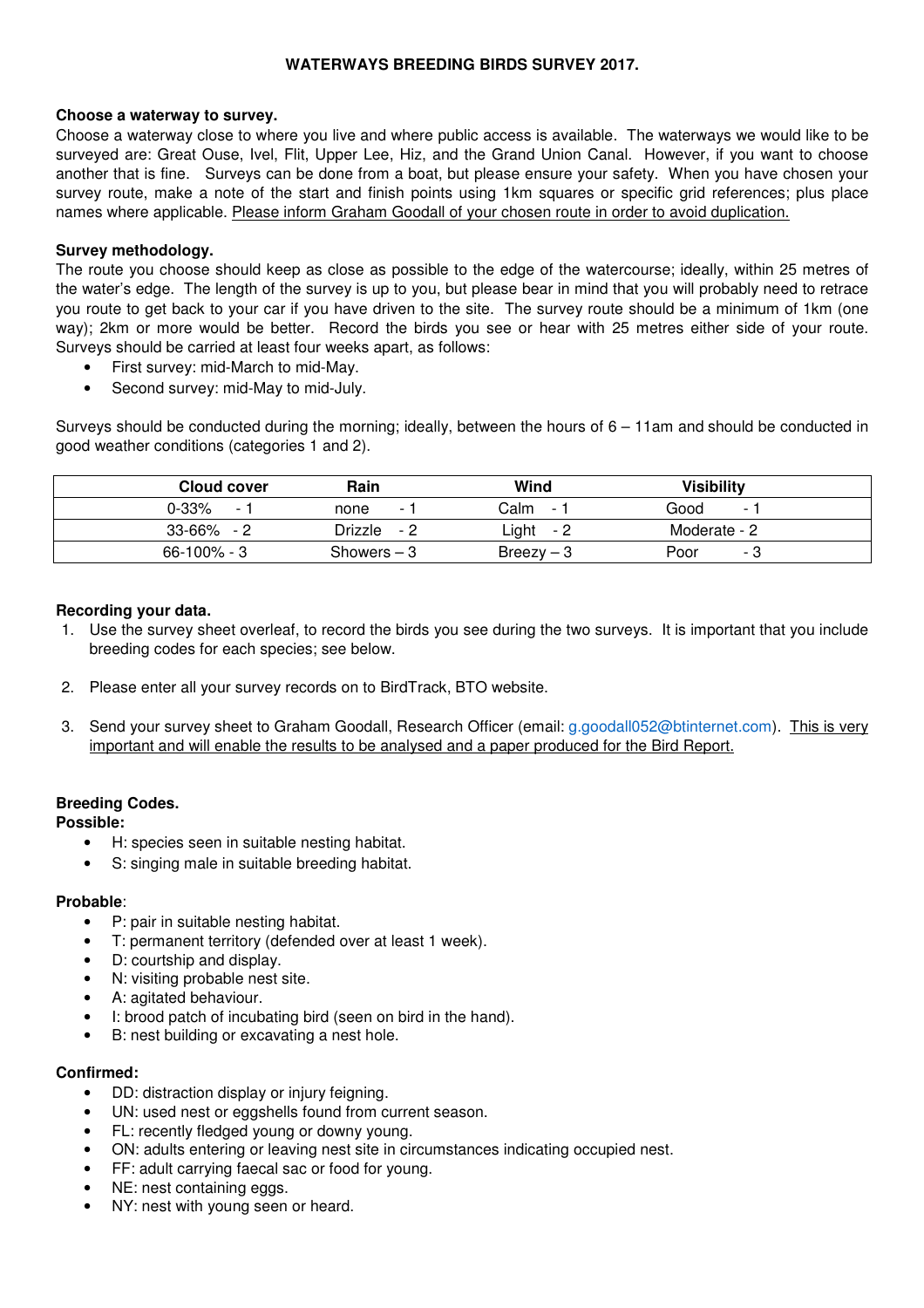# WATERWAYS BREEDING BIRDS SURVEY 2017.

**Choose a waterway to survey.**

Choose a waterway close to where you live and where public access is available. The waterways we would like to be surveyed are: Great Ouse, Ivel, Flit, Upper Lee, Hiz, and the Grand Union Canal. However, if you want to choose another that is fine. Surveys can be done from a boat, but please ensure your safety. When you have chosen your survey route, make a note of the start and finish points using 1km squares or specific grid references; plus place names where applicable. Please inform Graham Goodall of your chosen route in order to avoid duplication.

**Survey methodology.**

The route you choose should keep as close as possible to the edge of the watercourse; ideally, within 25 metres of the water's edge. The length of the survey is up to you, but please bear in mind that you will probably need to retrace you route to get back to your car if you have driven to the site. The survey route should be a minimum of 1km (one way); 2km or more would be better. Record the birds you see or hear with 25 metres either side of your route. Surveys should be carried at least four weeks apart, as follows:

- First survey: mid-March to mid-May.
- Second survey: mid-May to mid-July.

Surveys should be conducted during the morning; ideally, between the hours of 6 – 11am and should be conducted in good weather conditions (categories 1 and 2).

| Cloud cover | Rain | Wind | Visibility |
|---|---|---|---|
| 0-33% - 1 | none - 1 | Calm - 1 | Good - 1 |
| 33-66% - 2 | Drizzle - 2 | Light - 2 | Moderate - 2 |
| 66-100% - 3 | Showers – 3 | Breezy – 3 | Poor - 3 |

**Recording your data.**

1. Use the survey sheet overleaf, to record the birds you see during the two surveys. It is important that you include breeding codes for each species; see below.

2. Please enter all your survey records on to BirdTrack, BTO website.

3. Send your survey sheet to Graham Goodall, Research Officer (email: g.goodall052@btinternet.com). This is very important and will enable the results to be analysed and a paper produced for the Bird Report.

**Breeding Codes.**

**Possible:**

- H: species seen in suitable nesting habitat.
- S: singing male in suitable breeding habitat.

**Probable**:

- P: pair in suitable nesting habitat.
- T: permanent territory (defended over at least 1 week).
- D: courtship and display.
- N: visiting probable nest site.
- A: agitated behaviour.
- I: brood patch of incubating bird (seen on bird in the hand).
- B: nest building or excavating a nest hole.

**Confirmed:**

- DD: distraction display or injury feigning.
- UN: used nest or eggshells found from current season.
- FL: recently fledged young or downy young.
- ON: adults entering or leaving nest site in circumstances indicating occupied nest.
- FF: adult carrying faecal sac or food for young.
- NE: nest containing eggs.
- NY: nest with young seen or heard.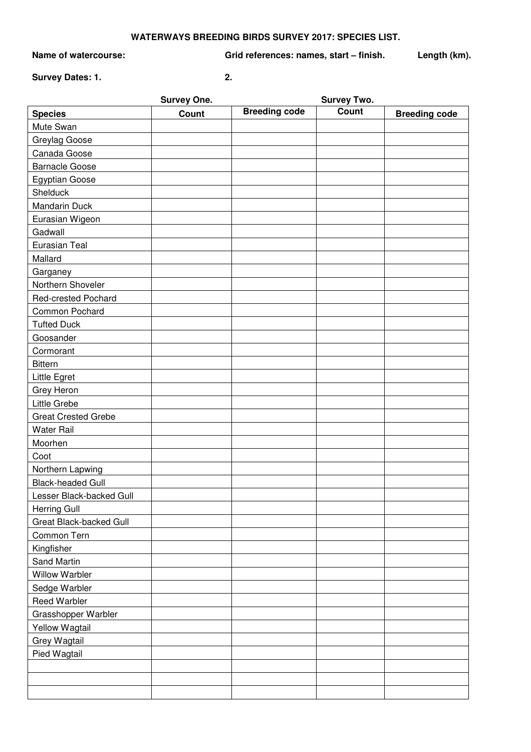**WATERWAYS BREEDING BIRDS SURVEY 2017: SPECIES LIST.**

**Name of watercourse:** **Grid references: names, start – finish.** **Length (km).**

**Survey Dates: 1.** **2.**

| | Survey One. | | Survey Two. | |
|---|---|---|---|---|
| **Species** | **Count** | **Breeding code** | **Count** | **Breeding code** |
| Mute Swan | | | | |
| Greylag Goose | | | | |
| Canada Goose | | | | |
| Barnacle Goose | | | | |
| Egyptian Goose | | | | |
| Shelduck | | | | |
| Mandarin Duck | | | | |
| Eurasian Wigeon | | | | |
| Gadwall | | | | |
| Eurasian Teal | | | | |
| Mallard | | | | |
| Garganey | | | | |
| Northern Shoveler | | | | |
| Red-crested Pochard | | | | |
| Common Pochard | | | | |
| Tufted Duck | | | | |
| Goosander | | | | |
| Cormorant | | | | |
| Bittern | | | | |
| Little Egret | | | | |
| Grey Heron | | | | |
| Little Grebe | | | | |
| Great Crested Grebe | | | | |
| Water Rail | | | | |
| Moorhen | | | | |
| Coot | | | | |
| Northern Lapwing | | | | |
| Black-headed Gull | | | | |
| Lesser Black-backed Gull | | | | |
| Herring Gull | | | | |
| Great Black-backed Gull | | | | |
| Common Tern | | | | |
| Kingfisher | | | | |
| Sand Martin | | | | |
| Willow Warbler | | | | |
| Sedge Warbler | | | | |
| Reed Warbler | | | | |
| Grasshopper Warbler | | | | |
| Yellow Wagtail | | | | |
| Grey Wagtail | | | | |
| Pied Wagtail | | | | |
| | | | | |
| | | | | |
| | | | | |